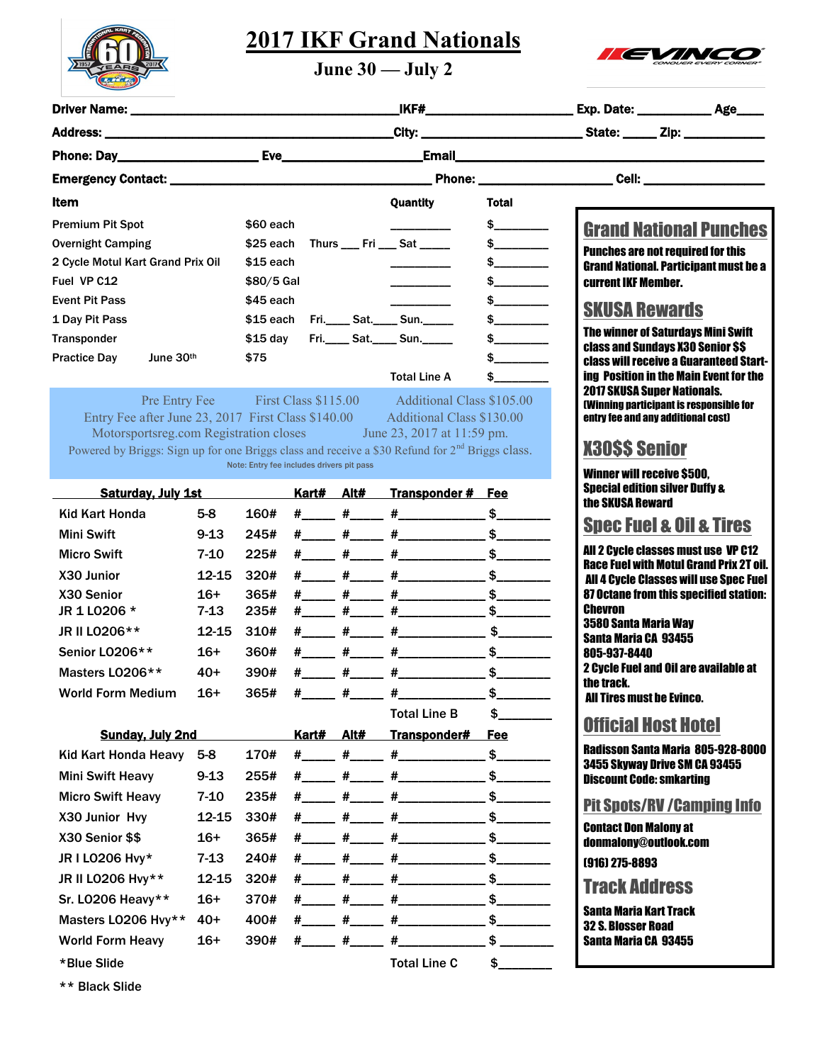# 2017 IKF Grand Nationals

## June 30 — July 2

**Driver Name:** ______________________ **IKF#**______________ **Exp. Date:** ________ **Age**____

**Address:** ______________________ **City:** ______________ **State:** _____ **Zip:** ________

**Phone: Day**______________ **Eve**______________ **Email**______________________

**Emergency Contact:** ______________________ **Phone:** ______________ **Cell:** ______________

| Item | | | Quantity | Total |
|---|---|---|---|---|
| Premium Pit Spot | $60 each | | ________ | $________ |
| Overnight Camping | $25 each | Thurs ___ Fri ___ Sat ____ | | $________ |
| 2 Cycle Motul Kart Grand Prix Oil | $15 each | | ________ | $________ |
| Fuel VP C12 | $80/5 Gal | | ________ | $________ |
| Event Pit Pass | $45 each | | ________ | $________ |
| 1 Day Pit Pass | $15 each | Fri.____ Sat.____ Sun.____ | | $________ |
| Transponder | $15 day | Fri.____ Sat.____ Sun.____ | | $________ |
| Practice Day June 30th | $75 | | | $________ |
| | | | Total Line A | $________ |

Pre Entry Fee First Class $115.00 Additional Class $105.00
Entry Fee after June 23, 2017 First Class $140.00 Additional Class $130.00
Motorsportsreg.com Registration closes June 23, 2017 at 11:59 pm.
Powered by Briggs: Sign up for one Briggs class and receive a $30 Refund for 2nd Briggs class.
Note: Entry fee includes drivers pit pass

| Saturday, July 1st | | | Kart# | Alt# | Transponder # | Fee |
|---|---|---|---|---|---|---|
| Kid Kart Honda | 5-8 | 160# | #____ | #____ | #__________ | $______ |
| Mini Swift | 9-13 | 245# | #____ | #____ | #__________ | $______ |
| Micro Swift | 7-10 | 225# | #____ | #____ | #__________ | $______ |
| X30 Junior | 12-15 | 320# | #____ | #____ | #__________ | $______ |
| X30 Senior | 16+ | 365# | #____ | #____ | #__________ | $______ |
| JR 1 LO206 * | 7-13 | 235# | #____ | #____ | #__________ | $______ |
| JR II LO206** | 12-15 | 310# | #____ | #____ | #__________ | $______ |
| Senior LO206** | 16+ | 360# | #____ | #____ | #__________ | $______ |
| Masters LO206** | 40+ | 390# | #____ | #____ | #__________ | $______ |
| World Form Medium | 16+ | 365# | #____ | #____ | #__________ | $______ |
| | | | | | Total Line B | $______ |

| Sunday, July 2nd | | | Kart# | Alt# | Transponder# | Fee |
|---|---|---|---|---|---|---|
| Kid Kart Honda Heavy | 5-8 | 170# | #____ | #____ | #__________ | $______ |
| Mini Swift Heavy | 9-13 | 255# | #____ | #____ | #__________ | $______ |
| Micro Swift Heavy | 7-10 | 235# | #____ | #____ | #__________ | $______ |
| X30 Junior Hvy | 12-15 | 330# | #____ | #____ | #__________ | $______ |
| X30 Senior $$ | 16+ | 365# | #____ | #____ | #__________ | $______ |
| JR I LO206 Hvy* | 7-13 | 240# | #____ | #____ | #__________ | $______ |
| JR II LO206 Hvy** | 12-15 | 320# | #____ | #____ | #__________ | $______ |
| Sr. LO206 Heavy** | 16+ | 370# | #____ | #____ | #__________ | $______ |
| Masters LO206 Hvy** | 40+ | 400# | #____ | #____ | #__________ | $______ |
| World Form Heavy | 16+ | 390# | #____ | #____ | #__________ | $______ |
| *Blue Slide | | | | | Total Line C | $______ |

** Black Slide

## Grand National Punches

**Punches are not required for this Grand National. Participant must be a current IKF Member.**

## SKUSA Rewards

**The winner of Saturdays Mini Swift class and Sundays X30 Senior $$ class will receive a Guaranteed Starting Position in the Main Event for the 2017 SKUSA Super Nationals. (Winning participant is responsible for entry fee and any additional cost)**

## X30$$ Senior

**Winner will receive $500, Special edition silver Duffy & the SKUSA Reward**

## Spec Fuel & Oil & Tires

**All 2 Cycle classes must use VP C12 Race Fuel with Motul Grand Prix 2T oil. All 4 Cycle Classes will use Spec Fuel 87 Octane from this specified station:**
**Chevron**
**3580 Santa Maria Way**
**Santa Maria CA 93455**
**805-937-8440**
**2 Cycle Fuel and Oil are available at the track.**
**All Tires must be Evinco.**

## Official Host Hotel

**Radisson Santa Maria 805-928-8000**
**3455 Skyway Drive SM CA 93455**
**Discount Code: smkarting**

## Pit Spots/RV /Camping Info

**Contact Don Malony at donmalony@outlook.com**
**(916) 275-8893**

## Track Address

**Santa Maria Kart Track**
**32 S. Blosser Road**
**Santa Maria CA 93455**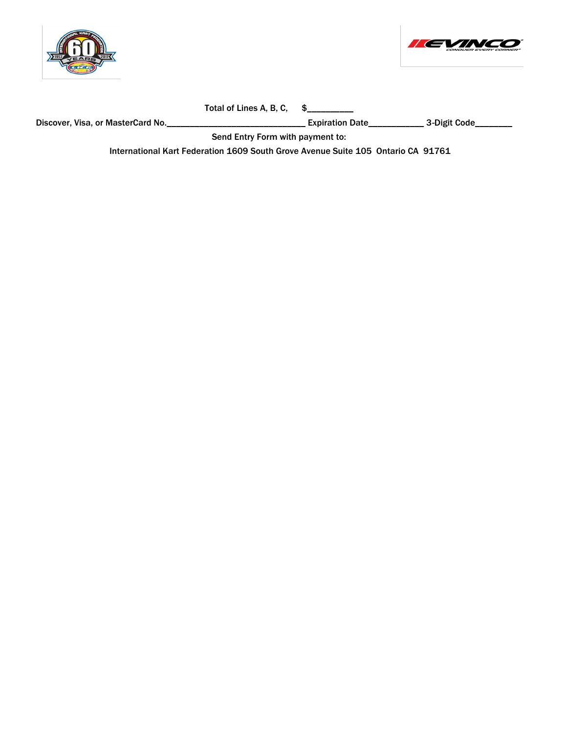Total of Lines A, B, C, $__________

Discover, Visa, or MasterCard No.______________________________ Expiration Date____________ 3-Digit Code________

Send Entry Form with payment to:

International Kart Federation 1609 South Grove Avenue Suite 105 Ontario CA 91761